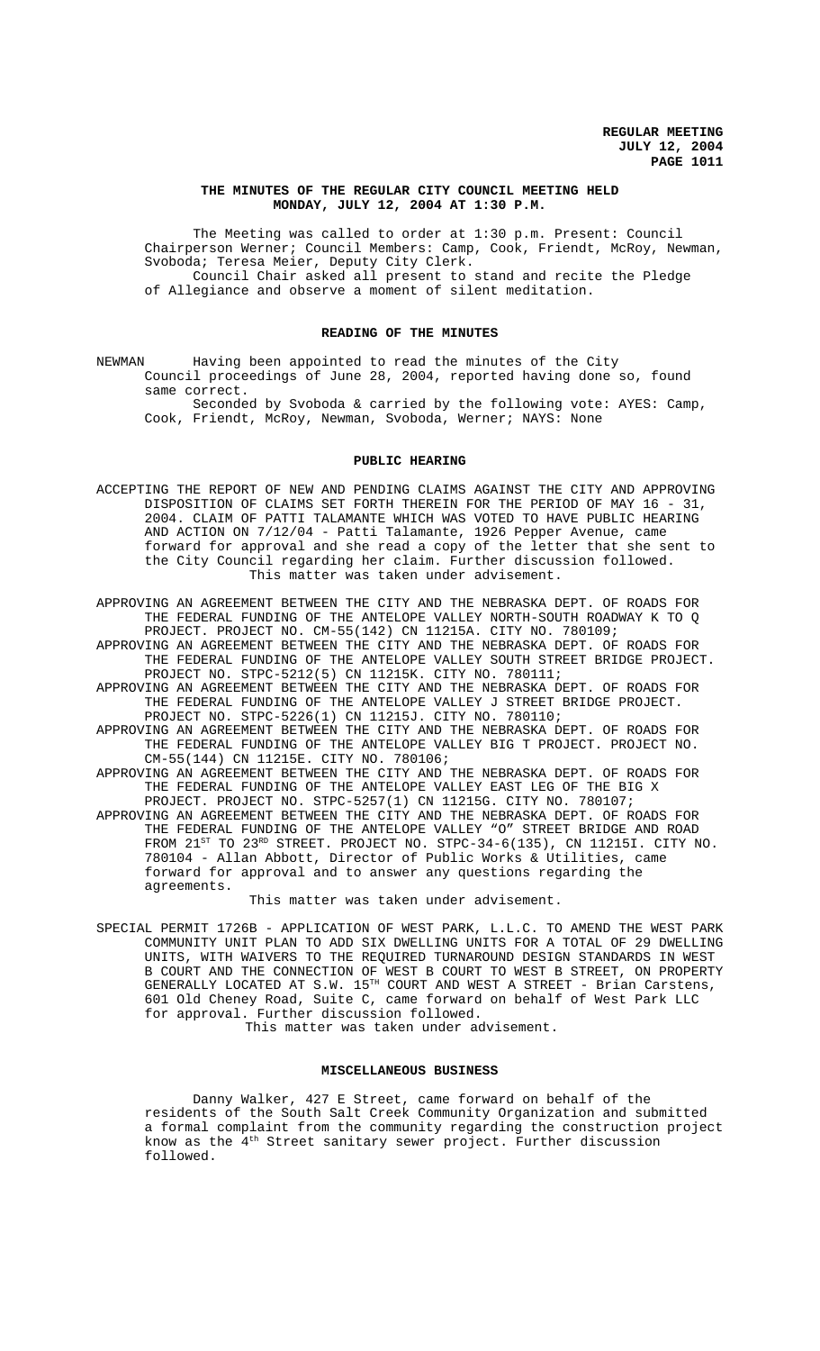**THE MINUTES OF THE REGULAR CITY COUNCIL MEETING HELD MONDAY, JULY 12, 2004 AT 1:30 P.M.**

The Meeting was called to order at 1:30 p.m. Present: Council Chairperson Werner; Council Members: Camp, Cook, Friendt, McRoy, Newman, Svoboda; Teresa Meier, Deputy City Clerk.

Council Chair asked all present to stand and recite the Pledge of Allegiance and observe a moment of silent meditation.

**READING OF THE MINUTES**

NEWMAN Having been appointed to read the minutes of the City Council proceedings of June 28, 2004, reported having done so, found same correct.

Seconded by Svoboda & carried by the following vote: AYES: Camp, Cook, Friendt, McRoy, Newman, Svoboda, Werner; NAYS: None

**PUBLIC HEARING**

ACCEPTING THE REPORT OF NEW AND PENDING CLAIMS AGAINST THE CITY AND APPROVING DISPOSITION OF CLAIMS SET FORTH THEREIN FOR THE PERIOD OF MAY 16 - 31, 2004. CLAIM OF PATTI TALAMANTE WHICH WAS VOTED TO HAVE PUBLIC HEARING AND ACTION ON 7/12/04 - Patti Talamante, 1926 Pepper Avenue, came forward for approval and she read a copy of the letter that she sent to the City Council regarding her claim. Further discussion followed.

This matter was taken under advisement.

APPROVING AN AGREEMENT BETWEEN THE CITY AND THE NEBRASKA DEPT. OF ROADS FOR THE FEDERAL FUNDING OF THE ANTELOPE VALLEY NORTH-SOUTH ROADWAY K TO Q PROJECT. PROJECT NO. CM-55(142) CN 11215A. CITY NO. 780109;

APPROVING AN AGREEMENT BETWEEN THE CITY AND THE NEBRASKA DEPT. OF ROADS FOR THE FEDERAL FUNDING OF THE ANTELOPE VALLEY SOUTH STREET BRIDGE PROJECT. PROJECT NO. STPC-5212(5) CN 11215K. CITY NO. 780111;

APPROVING AN AGREEMENT BETWEEN THE CITY AND THE NEBRASKA DEPT. OF ROADS FOR THE FEDERAL FUNDING OF THE ANTELOPE VALLEY J STREET BRIDGE PROJECT. PROJECT NO. STPC-5226(1) CN 11215J. CITY NO. 780110;

APPROVING AN AGREEMENT BETWEEN THE CITY AND THE NEBRASKA DEPT. OF ROADS FOR THE FEDERAL FUNDING OF THE ANTELOPE VALLEY BIG T PROJECT. PROJECT NO. CM-55(144) CN 11215E. CITY NO. 780106;

APPROVING AN AGREEMENT BETWEEN THE CITY AND THE NEBRASKA DEPT. OF ROADS FOR THE FEDERAL FUNDING OF THE ANTELOPE VALLEY EAST LEG OF THE BIG X PROJECT. PROJECT NO. STPC-5257(1) CN 11215G. CITY NO. 780107;

APPROVING AN AGREEMENT BETWEEN THE CITY AND THE NEBRASKA DEPT. OF ROADS FOR THE FEDERAL FUNDING OF THE ANTELOPE VALLEY "O" STREET BRIDGE AND ROAD FROM 21ST TO 23RD STREET. PROJECT NO. STPC-34-6(135), CN 11215I. CITY NO. 780104 - Allan Abbott, Director of Public Works & Utilities, came forward for approval and to answer any questions regarding the agreements.

This matter was taken under advisement.

SPECIAL PERMIT 1726B - APPLICATION OF WEST PARK, L.L.C. TO AMEND THE WEST PARK COMMUNITY UNIT PLAN TO ADD SIX DWELLING UNITS FOR A TOTAL OF 29 DWELLING UNITS, WITH WAIVERS TO THE REQUIRED TURNAROUND DESIGN STANDARDS IN WEST B COURT AND THE CONNECTION OF WEST B COURT TO WEST B STREET, ON PROPERTY GENERALLY LOCATED AT S.W. 15TH COURT AND WEST A STREET - Brian Carstens, 601 Old Cheney Road, Suite C, came forward on behalf of West Park LLC for approval. Further discussion followed.

This matter was taken under advisement.

**MISCELLANEOUS BUSINESS**

Danny Walker, 427 E Street, came forward on behalf of the residents of the South Salt Creek Community Organization and submitted a formal complaint from the community regarding the construction project know as the 4th Street sanitary sewer project. Further discussion followed.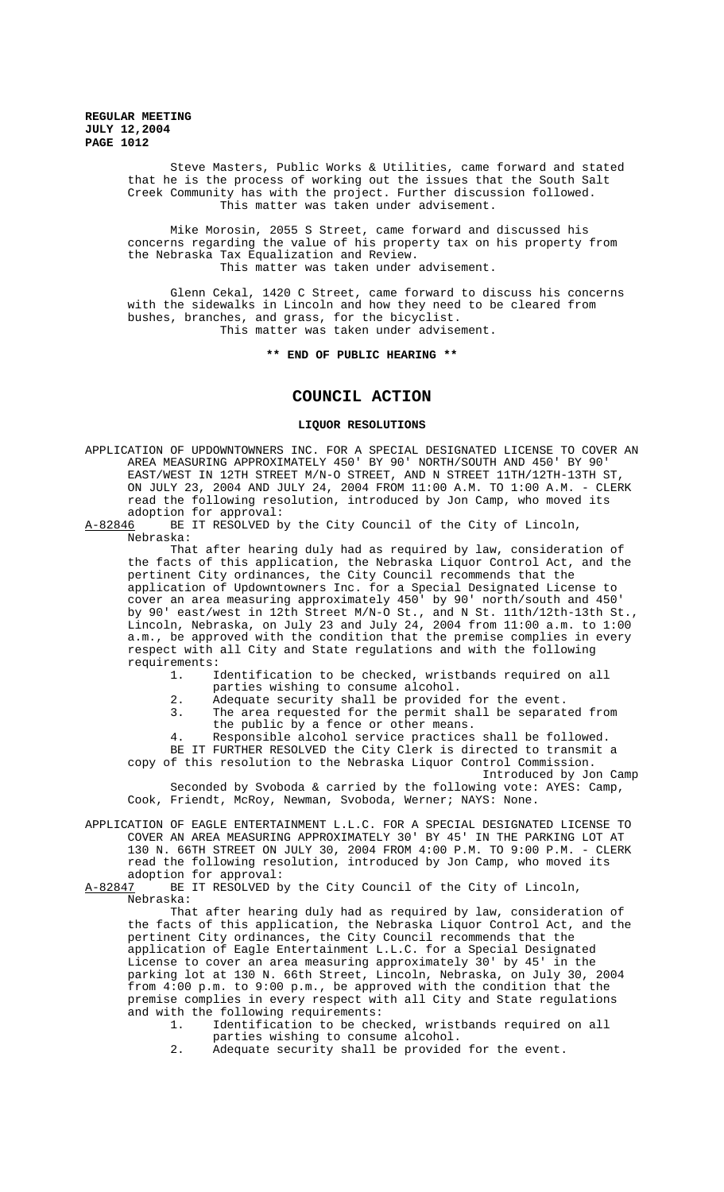Steve Masters, Public Works & Utilities, came forward and stated that he is the process of working out the issues that the South Salt Creek Community has with the project. Further discussion followed.
This matter was taken under advisement.

Mike Morosin, 2055 S Street, came forward and discussed his concerns regarding the value of his property tax on his property from the Nebraska Tax Equalization and Review.
This matter was taken under advisement.

Glenn Cekal, 1420 C Street, came forward to discuss his concerns with the sidewalks in Lincoln and how they need to be cleared from bushes, branches, and grass, for the bicyclist.
This matter was taken under advisement.

**\*\* END OF PUBLIC HEARING \*\***

# COUNCIL ACTION

## LIQUOR RESOLUTIONS

APPLICATION OF UPDOWNTOWNERS INC. FOR A SPECIAL DESIGNATED LICENSE TO COVER AN AREA MEASURING APPROXIMATELY 450' BY 90' NORTH/SOUTH AND 450' BY 90' EAST/WEST IN 12TH STREET M/N-O STREET, AND N STREET 11TH/12TH-13TH ST, ON JULY 23, 2004 AND JULY 24, 2004 FROM 11:00 A.M. TO 1:00 A.M. - CLERK read the following resolution, introduced by Jon Camp, who moved its adoption for approval:

A-82846 BE IT RESOLVED by the City Council of the City of Lincoln, Nebraska:

That after hearing duly had as required by law, consideration of the facts of this application, the Nebraska Liquor Control Act, and the pertinent City ordinances, the City Council recommends that the application of Updowntowners Inc. for a Special Designated License to cover an area measuring approximately 450' by 90' north/south and 450' by 90' east/west in 12th Street M/N-O St., and N St. 11th/12th-13th St., Lincoln, Nebraska, on July 23 and July 24, 2004 from 11:00 a.m. to 1:00 a.m., be approved with the condition that the premise complies in every respect with all City and State regulations and with the following requirements:

1. Identification to be checked, wristbands required on all parties wishing to consume alcohol.
2. Adequate security shall be provided for the event.
3. The area requested for the permit shall be separated from the public by a fence or other means.
4. Responsible alcohol service practices shall be followed.

BE IT FURTHER RESOLVED the City Clerk is directed to transmit a copy of this resolution to the Nebraska Liquor Control Commission.

Introduced by Jon Camp

Seconded by Svoboda & carried by the following vote: AYES: Camp, Cook, Friendt, McRoy, Newman, Svoboda, Werner; NAYS: None.

APPLICATION OF EAGLE ENTERTAINMENT L.L.C. FOR A SPECIAL DESIGNATED LICENSE TO COVER AN AREA MEASURING APPROXIMATELY 30' BY 45' IN THE PARKING LOT AT 130 N. 66TH STREET ON JULY 30, 2004 FROM 4:00 P.M. TO 9:00 P.M. - CLERK read the following resolution, introduced by Jon Camp, who moved its adoption for approval:

A-82847 BE IT RESOLVED by the City Council of the City of Lincoln, Nebraska:

That after hearing duly had as required by law, consideration of the facts of this application, the Nebraska Liquor Control Act, and the pertinent City ordinances, the City Council recommends that the application of Eagle Entertainment L.L.C. for a Special Designated License to cover an area measuring approximately 30' by 45' in the parking lot at 130 N. 66th Street, Lincoln, Nebraska, on July 30, 2004 from 4:00 p.m. to 9:00 p.m., be approved with the condition that the premise complies in every respect with all City and State regulations and with the following requirements:

1. Identification to be checked, wristbands required on all parties wishing to consume alcohol.
2. Adequate security shall be provided for the event.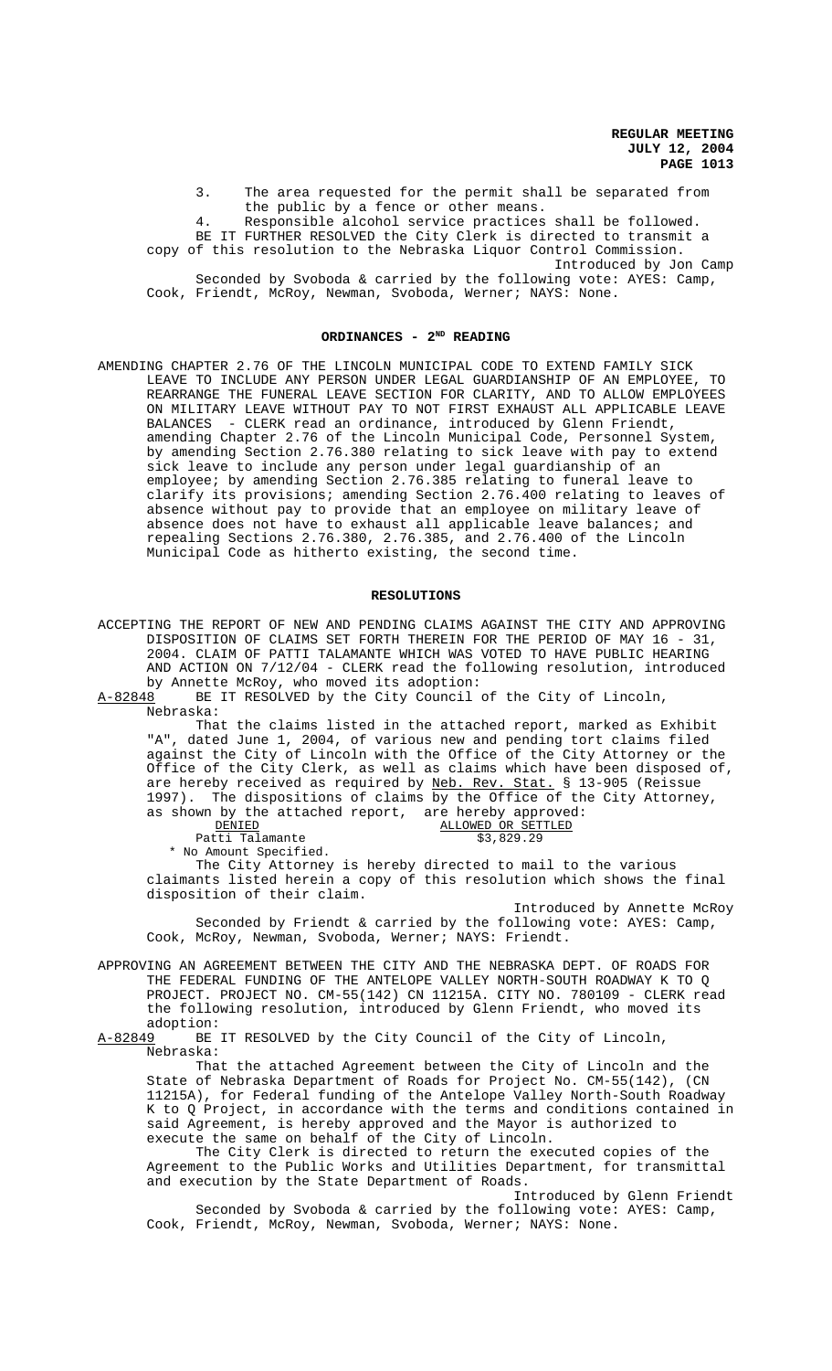3. The area requested for the permit shall be separated from the public by a fence or other means.

4. Responsible alcohol service practices shall be followed.

BE IT FURTHER RESOLVED the City Clerk is directed to transmit a copy of this resolution to the Nebraska Liquor Control Commission.

Introduced by Jon Camp

Seconded by Svoboda & carried by the following vote: AYES: Camp, Cook, Friendt, McRoy, Newman, Svoboda, Werner; NAYS: None.

## ORDINANCES - 2ND READING

AMENDING CHAPTER 2.76 OF THE LINCOLN MUNICIPAL CODE TO EXTEND FAMILY SICK LEAVE TO INCLUDE ANY PERSON UNDER LEGAL GUARDIANSHIP OF AN EMPLOYEE, TO REARRANGE THE FUNERAL LEAVE SECTION FOR CLARITY, AND TO ALLOW EMPLOYEES ON MILITARY LEAVE WITHOUT PAY TO NOT FIRST EXHAUST ALL APPLICABLE LEAVE BALANCES - CLERK read an ordinance, introduced by Glenn Friendt, amending Chapter 2.76 of the Lincoln Municipal Code, Personnel System, by amending Section 2.76.380 relating to sick leave with pay to extend sick leave to include any person under legal guardianship of an employee; by amending Section 2.76.385 relating to funeral leave to clarify its provisions; amending Section 2.76.400 relating to leaves of absence without pay to provide that an employee on military leave of absence does not have to exhaust all applicable leave balances; and repealing Sections 2.76.380, 2.76.385, and 2.76.400 of the Lincoln Municipal Code as hitherto existing, the second time.

## RESOLUTIONS

ACCEPTING THE REPORT OF NEW AND PENDING CLAIMS AGAINST THE CITY AND APPROVING DISPOSITION OF CLAIMS SET FORTH THEREIN FOR THE PERIOD OF MAY 16 - 31, 2004. CLAIM OF PATTI TALAMANTE WHICH WAS VOTED TO HAVE PUBLIC HEARING AND ACTION ON 7/12/04 - CLERK read the following resolution, introduced by Annette McRoy, who moved its adoption:

A-82848 BE IT RESOLVED by the City Council of the City of Lincoln, Nebraska:

That the claims listed in the attached report, marked as Exhibit "A", dated June 1, 2004, of various new and pending tort claims filed against the City of Lincoln with the Office of the City Attorney or the Office of the City Clerk, as well as claims which have been disposed of, are hereby received as required by Neb. Rev. Stat. § 13-905 (Reissue 1997). The dispositions of claims by the Office of the City Attorney, as shown by the attached report, are hereby approved:

| DENIED | ALLOWED OR SETTLED |
| --- | --- |
| Patti Talamante | $3,829.29 |

\* No Amount Specified.

The City Attorney is hereby directed to mail to the various claimants listed herein a copy of this resolution which shows the final disposition of their claim.

Introduced by Annette McRoy

Seconded by Friendt & carried by the following vote: AYES: Camp, Cook, McRoy, Newman, Svoboda, Werner; NAYS: Friendt.

APPROVING AN AGREEMENT BETWEEN THE CITY AND THE NEBRASKA DEPT. OF ROADS FOR THE FEDERAL FUNDING OF THE ANTELOPE VALLEY NORTH-SOUTH ROADWAY K TO Q PROJECT. PROJECT NO. CM-55(142) CN 11215A. CITY NO. 780109 - CLERK read the following resolution, introduced by Glenn Friendt, who moved its adoption:

A-82849 BE IT RESOLVED by the City Council of the City of Lincoln, Nebraska:

That the attached Agreement between the City of Lincoln and the State of Nebraska Department of Roads for Project No. CM-55(142), (CN 11215A), for Federal funding of the Antelope Valley North-South Roadway K to Q Project, in accordance with the terms and conditions contained in said Agreement, is hereby approved and the Mayor is authorized to execute the same on behalf of the City of Lincoln.

The City Clerk is directed to return the executed copies of the Agreement to the Public Works and Utilities Department, for transmittal and execution by the State Department of Roads.

Introduced by Glenn Friendt

Seconded by Svoboda & carried by the following vote: AYES: Camp, Cook, Friendt, McRoy, Newman, Svoboda, Werner; NAYS: None.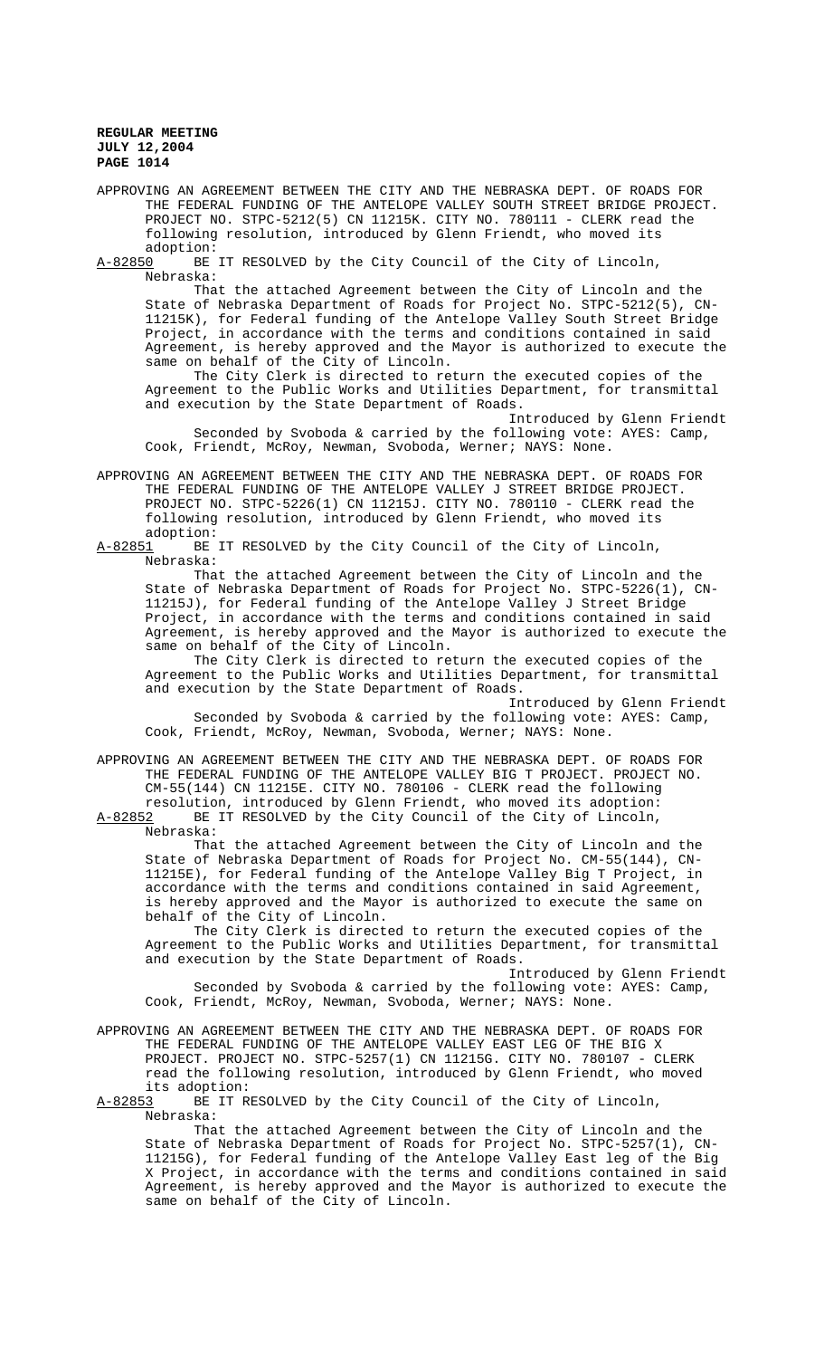APPROVING AN AGREEMENT BETWEEN THE CITY AND THE NEBRASKA DEPT. OF ROADS FOR THE FEDERAL FUNDING OF THE ANTELOPE VALLEY SOUTH STREET BRIDGE PROJECT. PROJECT NO. STPC-5212(5) CN 11215K. CITY NO. 780111 - CLERK read the following resolution, introduced by Glenn Friendt, who moved its adoption:

A-82850 BE IT RESOLVED by the City Council of the City of Lincoln, Nebraska:

That the attached Agreement between the City of Lincoln and the State of Nebraska Department of Roads for Project No. STPC-5212(5), CN-11215K), for Federal funding of the Antelope Valley South Street Bridge Project, in accordance with the terms and conditions contained in said Agreement, is hereby approved and the Mayor is authorized to execute the same on behalf of the City of Lincoln.

The City Clerk is directed to return the executed copies of the Agreement to the Public Works and Utilities Department, for transmittal and execution by the State Department of Roads.

Introduced by Glenn Friendt

Seconded by Svoboda & carried by the following vote: AYES: Camp, Cook, Friendt, McRoy, Newman, Svoboda, Werner; NAYS: None.

APPROVING AN AGREEMENT BETWEEN THE CITY AND THE NEBRASKA DEPT. OF ROADS FOR THE FEDERAL FUNDING OF THE ANTELOPE VALLEY J STREET BRIDGE PROJECT. PROJECT NO. STPC-5226(1) CN 11215J. CITY NO. 780110 - CLERK read the following resolution, introduced by Glenn Friendt, who moved its adoption:

A-82851 BE IT RESOLVED by the City Council of the City of Lincoln, Nebraska:

That the attached Agreement between the City of Lincoln and the State of Nebraska Department of Roads for Project No. STPC-5226(1), CN-11215J), for Federal funding of the Antelope Valley J Street Bridge Project, in accordance with the terms and conditions contained in said Agreement, is hereby approved and the Mayor is authorized to execute the same on behalf of the City of Lincoln.

The City Clerk is directed to return the executed copies of the Agreement to the Public Works and Utilities Department, for transmittal and execution by the State Department of Roads.

Introduced by Glenn Friendt

Seconded by Svoboda & carried by the following vote: AYES: Camp, Cook, Friendt, McRoy, Newman, Svoboda, Werner; NAYS: None.

APPROVING AN AGREEMENT BETWEEN THE CITY AND THE NEBRASKA DEPT. OF ROADS FOR THE FEDERAL FUNDING OF THE ANTELOPE VALLEY BIG T PROJECT. PROJECT NO. CM-55(144) CN 11215E. CITY NO. 780106 - CLERK read the following resolution, introduced by Glenn Friendt, who moved its adoption:

A-82852 BE IT RESOLVED by the City Council of the City of Lincoln, Nebraska:

That the attached Agreement between the City of Lincoln and the State of Nebraska Department of Roads for Project No. CM-55(144), CN-11215E), for Federal funding of the Antelope Valley Big T Project, in accordance with the terms and conditions contained in said Agreement, is hereby approved and the Mayor is authorized to execute the same on behalf of the City of Lincoln.

The City Clerk is directed to return the executed copies of the Agreement to the Public Works and Utilities Department, for transmittal and execution by the State Department of Roads.

Introduced by Glenn Friendt

Seconded by Svoboda & carried by the following vote: AYES: Camp, Cook, Friendt, McRoy, Newman, Svoboda, Werner; NAYS: None.

APPROVING AN AGREEMENT BETWEEN THE CITY AND THE NEBRASKA DEPT. OF ROADS FOR THE FEDERAL FUNDING OF THE ANTELOPE VALLEY EAST LEG OF THE BIG X PROJECT. PROJECT NO. STPC-5257(1) CN 11215G. CITY NO. 780107 - CLERK read the following resolution, introduced by Glenn Friendt, who moved its adoption:

A-82853 BE IT RESOLVED by the City Council of the City of Lincoln, Nebraska:

That the attached Agreement between the City of Lincoln and the State of Nebraska Department of Roads for Project No. STPC-5257(1), CN-11215G), for Federal funding of the Antelope Valley East leg of the Big X Project, in accordance with the terms and conditions contained in said Agreement, is hereby approved and the Mayor is authorized to execute the same on behalf of the City of Lincoln.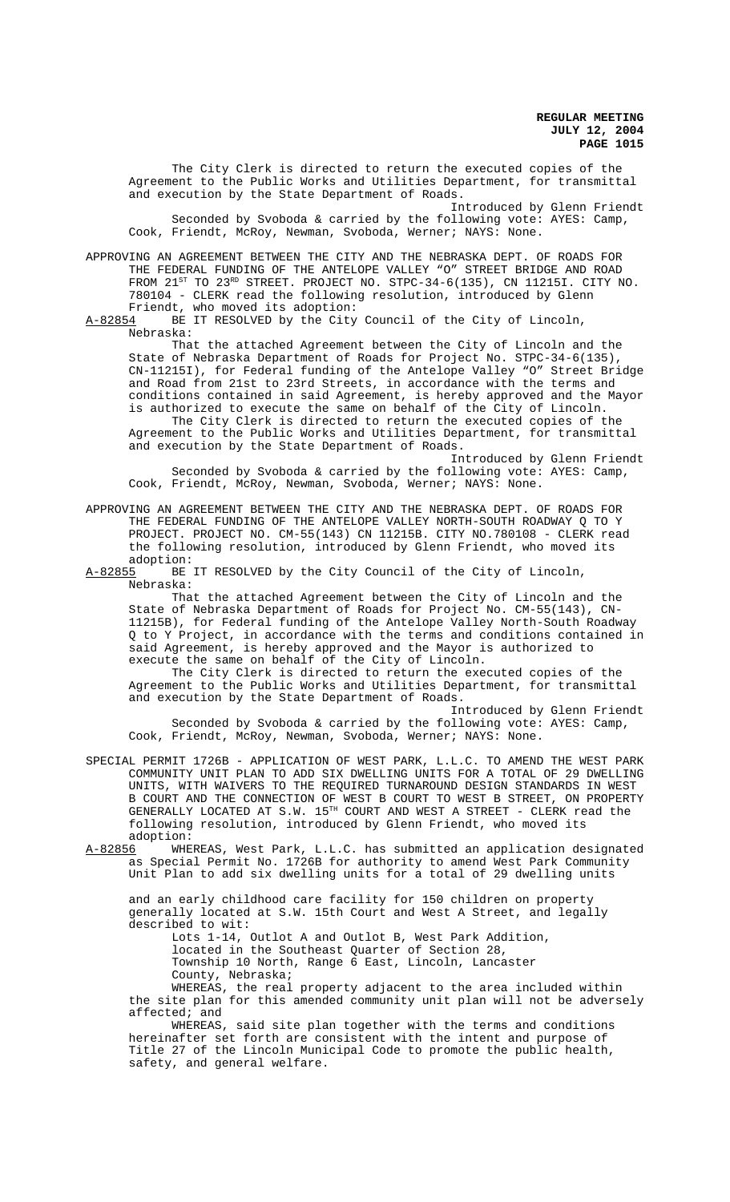The City Clerk is directed to return the executed copies of the Agreement to the Public Works and Utilities Department, for transmittal and execution by the State Department of Roads.

Introduced by Glenn Friendt

Seconded by Svoboda & carried by the following vote: AYES: Camp, Cook, Friendt, McRoy, Newman, Svoboda, Werner; NAYS: None.

APPROVING AN AGREEMENT BETWEEN THE CITY AND THE NEBRASKA DEPT. OF ROADS FOR THE FEDERAL FUNDING OF THE ANTELOPE VALLEY "O" STREET BRIDGE AND ROAD FROM 21ST TO 23RD STREET. PROJECT NO. STPC-34-6(135), CN 11215I. CITY NO. 780104 - CLERK read the following resolution, introduced by Glenn Friendt, who moved its adoption:

A-82854 BE IT RESOLVED by the City Council of the City of Lincoln, Nebraska:

That the attached Agreement between the City of Lincoln and the State of Nebraska Department of Roads for Project No. STPC-34-6(135), CN-11215I), for Federal funding of the Antelope Valley "O" Street Bridge and Road from 21st to 23rd Streets, in accordance with the terms and conditions contained in said Agreement, is hereby approved and the Mayor is authorized to execute the same on behalf of the City of Lincoln.

The City Clerk is directed to return the executed copies of the Agreement to the Public Works and Utilities Department, for transmittal and execution by the State Department of Roads.

Introduced by Glenn Friendt

Seconded by Svoboda & carried by the following vote: AYES: Camp, Cook, Friendt, McRoy, Newman, Svoboda, Werner; NAYS: None.

APPROVING AN AGREEMENT BETWEEN THE CITY AND THE NEBRASKA DEPT. OF ROADS FOR THE FEDERAL FUNDING OF THE ANTELOPE VALLEY NORTH-SOUTH ROADWAY Q TO Y PROJECT. PROJECT NO. CM-55(143) CN 11215B. CITY NO.780108 - CLERK read the following resolution, introduced by Glenn Friendt, who moved its adoption:

A-82855 BE IT RESOLVED by the City Council of the City of Lincoln, Nebraska:

That the attached Agreement between the City of Lincoln and the State of Nebraska Department of Roads for Project No. CM-55(143), CN-11215B), for Federal funding of the Antelope Valley North-South Roadway Q to Y Project, in accordance with the terms and conditions contained in said Agreement, is hereby approved and the Mayor is authorized to execute the same on behalf of the City of Lincoln.

The City Clerk is directed to return the executed copies of the Agreement to the Public Works and Utilities Department, for transmittal and execution by the State Department of Roads.

Introduced by Glenn Friendt

Seconded by Svoboda & carried by the following vote: AYES: Camp, Cook, Friendt, McRoy, Newman, Svoboda, Werner; NAYS: None.

SPECIAL PERMIT 1726B - APPLICATION OF WEST PARK, L.L.C. TO AMEND THE WEST PARK COMMUNITY UNIT PLAN TO ADD SIX DWELLING UNITS FOR A TOTAL OF 29 DWELLING UNITS, WITH WAIVERS TO THE REQUIRED TURNAROUND DESIGN STANDARDS IN WEST B COURT AND THE CONNECTION OF WEST B COURT TO WEST B STREET, ON PROPERTY GENERALLY LOCATED AT S.W. 15TH COURT AND WEST A STREET - CLERK read the following resolution, introduced by Glenn Friendt, who moved its adoption:

A-82856 WHEREAS, West Park, L.L.C. has submitted an application designated as Special Permit No. 1726B for authority to amend West Park Community Unit Plan to add six dwelling units for a total of 29 dwelling units and an early childhood care facility for 150 children on property generally located at S.W. 15th Court and West A Street, and legally described to wit:

Lots 1-14, Outlot A and Outlot B, West Park Addition, located in the Southeast Quarter of Section 28, Township 10 North, Range 6 East, Lincoln, Lancaster County, Nebraska;

WHEREAS, the real property adjacent to the area included within the site plan for this amended community unit plan will not be adversely affected; and

WHEREAS, said site plan together with the terms and conditions hereinafter set forth are consistent with the intent and purpose of Title 27 of the Lincoln Municipal Code to promote the public health, safety, and general welfare.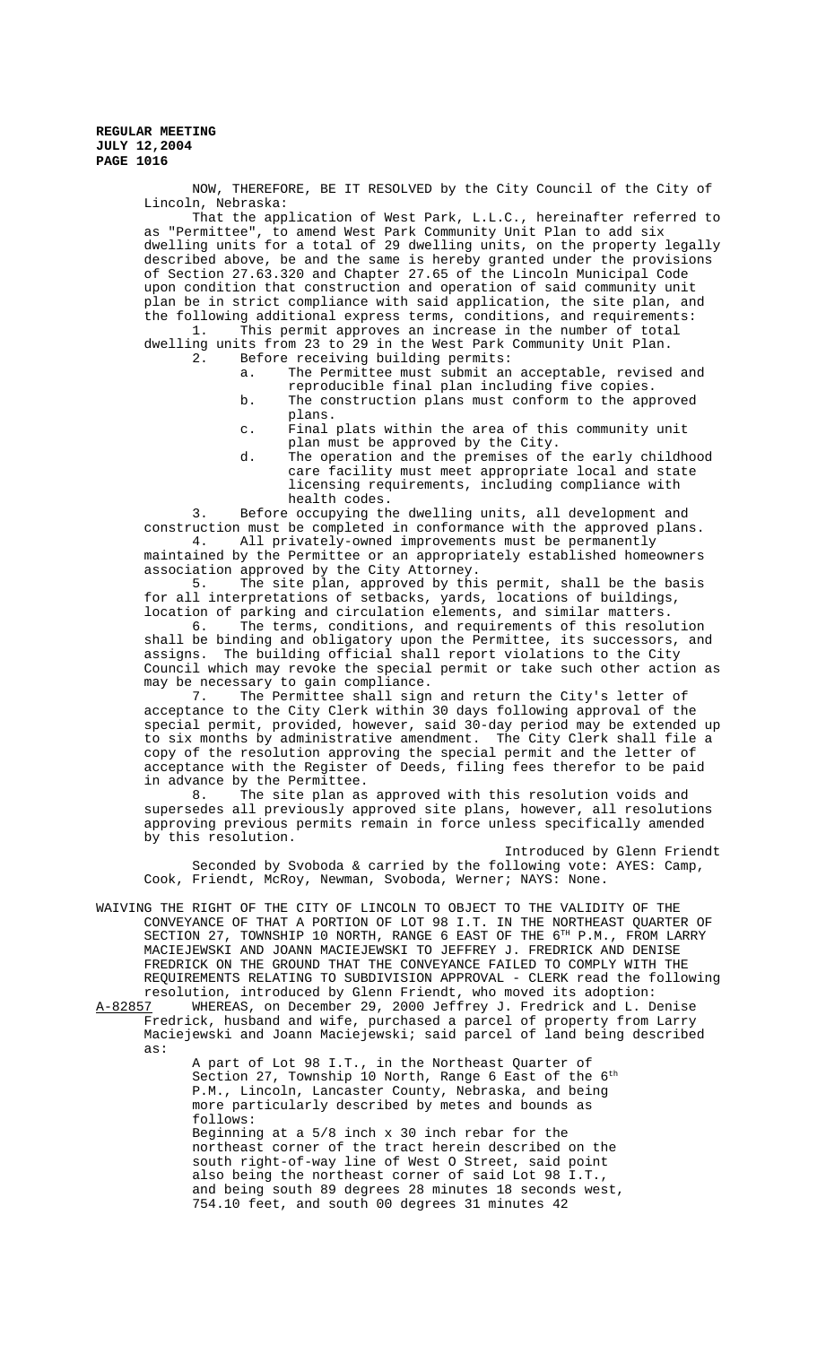NOW, THEREFORE, BE IT RESOLVED by the City Council of the City of Lincoln, Nebraska:

That the application of West Park, L.L.C., hereinafter referred to as "Permittee", to amend West Park Community Unit Plan to add six dwelling units for a total of 29 dwelling units, on the property legally described above, be and the same is hereby granted under the provisions of Section 27.63.320 and Chapter 27.65 of the Lincoln Municipal Code upon condition that construction and operation of said community unit plan be in strict compliance with said application, the site plan, and the following additional express terms, conditions, and requirements:

1. This permit approves an increase in the number of total dwelling units from 23 to 29 in the West Park Community Unit Plan.
2. Before receiving building permits:
   a. The Permittee must submit an acceptable, revised and reproducible final plan including five copies.
   b. The construction plans must conform to the approved plans.
   c. Final plats within the area of this community unit plan must be approved by the City.
   d. The operation and the premises of the early childhood care facility must meet appropriate local and state licensing requirements, including compliance with health codes.
3. Before occupying the dwelling units, all development and construction must be completed in conformance with the approved plans.
4. All privately-owned improvements must be permanently maintained by the Permittee or an appropriately established homeowners association approved by the City Attorney.
5. The site plan, approved by this permit, shall be the basis for all interpretations of setbacks, yards, locations of buildings, location of parking and circulation elements, and similar matters.
6. The terms, conditions, and requirements of this resolution shall be binding and obligatory upon the Permittee, its successors, and assigns. The building official shall report violations to the City Council which may revoke the special permit or take such other action as may be necessary to gain compliance.
7. The Permittee shall sign and return the City's letter of acceptance to the City Clerk within 30 days following approval of the special permit, provided, however, said 30-day period may be extended up to six months by administrative amendment. The City Clerk shall file a copy of the resolution approving the special permit and the letter of acceptance with the Register of Deeds, filing fees therefor to be paid in advance by the Permittee.
8. The site plan as approved with this resolution voids and supersedes all previously approved site plans, however, all resolutions approving previous permits remain in force unless specifically amended by this resolution.

Introduced by Glenn Friendt

Seconded by Svoboda & carried by the following vote: AYES: Camp, Cook, Friendt, McRoy, Newman, Svoboda, Werner; NAYS: None.

WAIVING THE RIGHT OF THE CITY OF LINCOLN TO OBJECT TO THE VALIDITY OF THE CONVEYANCE OF THAT A PORTION OF LOT 98 I.T. IN THE NORTHEAST QUARTER OF SECTION 27, TOWNSHIP 10 NORTH, RANGE 6 EAST OF THE 6TH P.M., FROM LARRY MACIEJEWSKI AND JOANN MACIEJEWSKI TO JEFFREY J. FREDRICK AND DENISE FREDRICK ON THE GROUND THAT THE CONVEYANCE FAILED TO COMPLY WITH THE REQUIREMENTS RELATING TO SUBDIVISION APPROVAL - CLERK read the following resolution, introduced by Glenn Friendt, who moved its adoption:

A-82857 WHEREAS, on December 29, 2000 Jeffrey J. Fredrick and L. Denise Fredrick, husband and wife, purchased a parcel of property from Larry Maciejewski and Joann Maciejewski; said parcel of land being described as:

A part of Lot 98 I.T., in the Northeast Quarter of Section 27, Township 10 North, Range 6 East of the 6th P.M., Lincoln, Lancaster County, Nebraska, and being more particularly described by metes and bounds as follows:
Beginning at a 5/8 inch x 30 inch rebar for the northeast corner of the tract herein described on the south right-of-way line of West O Street, said point also being the northeast corner of said Lot 98 I.T., and being south 89 degrees 28 minutes 18 seconds west, 754.10 feet, and south 00 degrees 31 minutes 42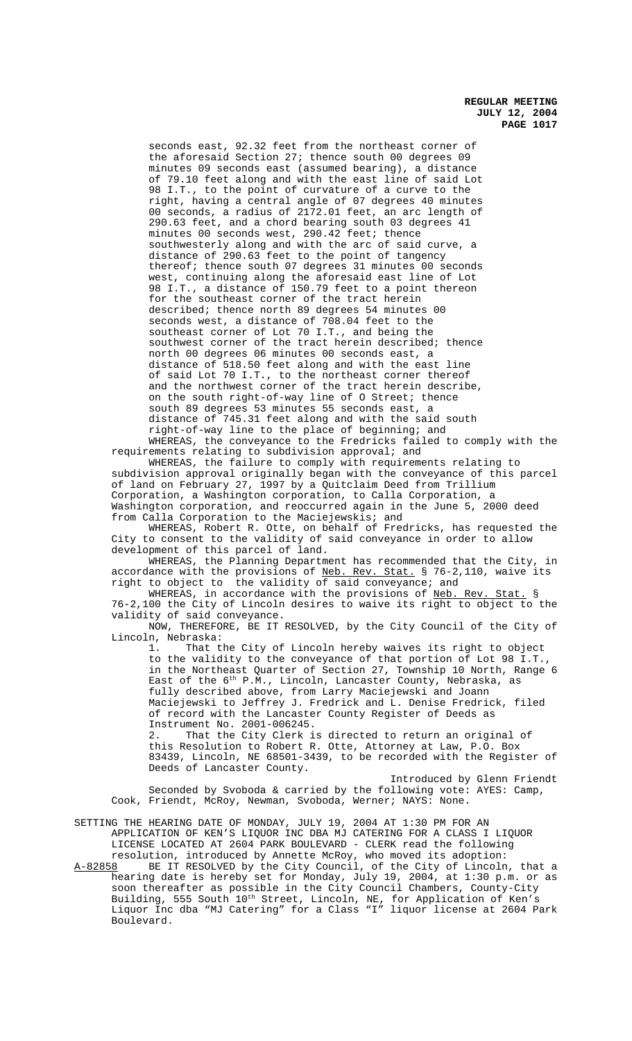seconds east, 92.32 feet from the northeast corner of the aforesaid Section 27; thence south 00 degrees 09 minutes 09 seconds east (assumed bearing), a distance of 79.10 feet along and with the east line of said Lot 98 I.T., to the point of curvature of a curve to the right, having a central angle of 07 degrees 40 minutes 00 seconds, a radius of 2172.01 feet, an arc length of 290.63 feet, and a chord bearing south 03 degrees 41 minutes 00 seconds west, 290.42 feet; thence southwesterly along and with the arc of said curve, a distance of 290.63 feet to the point of tangency thereof; thence south 07 degrees 31 minutes 00 seconds west, continuing along the aforesaid east line of Lot 98 I.T., a distance of 150.79 feet to a point thereon for the southeast corner of the tract herein described; thence north 89 degrees 54 minutes 00 seconds west, a distance of 708.04 feet to the southeast corner of Lot 70 I.T., and being the southwest corner of the tract herein described; thence north 00 degrees 06 minutes 00 seconds east, a distance of 518.50 feet along and with the east line of said Lot 70 I.T., to the northeast corner thereof and the northwest corner of the tract herein describe, on the south right-of-way line of O Street; thence south 89 degrees 53 minutes 55 seconds east, a distance of 745.31 feet along and with the said south right-of-way line to the place of beginning; and

WHEREAS, the conveyance to the Fredricks failed to comply with the requirements relating to subdivision approval; and

WHEREAS, the failure to comply with requirements relating to subdivision approval originally began with the conveyance of this parcel of land on February 27, 1997 by a Quitclaim Deed from Trillium Corporation, a Washington corporation, to Calla Corporation, a Washington corporation, and reoccurred again in the June 5, 2000 deed from Calla Corporation to the Maciejewskis; and

WHEREAS, Robert R. Otte, on behalf of Fredricks, has requested the City to consent to the validity of said conveyance in order to allow development of this parcel of land.

WHEREAS, the Planning Department has recommended that the City, in accordance with the provisions of Neb. Rev. Stat. § 76-2,110, waive its right to object to the validity of said conveyance; and

WHEREAS, in accordance with the provisions of Neb. Rev. Stat. § 76-2,100 the City of Lincoln desires to waive its right to object to the validity of said conveyance.

NOW, THEREFORE, BE IT RESOLVED, by the City Council of the City of Lincoln, Nebraska:

1. That the City of Lincoln hereby waives its right to object to the validity to the conveyance of that portion of Lot 98 I.T., in the Northeast Quarter of Section 27, Township 10 North, Range 6 East of the 6th P.M., Lincoln, Lancaster County, Nebraska, as fully described above, from Larry Maciejewski and Joann Maciejewski to Jeffrey J. Fredrick and L. Denise Fredrick, filed of record with the Lancaster County Register of Deeds as Instrument No. 2001-006245.

2. That the City Clerk is directed to return an original of this Resolution to Robert R. Otte, Attorney at Law, P.O. Box 83439, Lincoln, NE 68501-3439, to be recorded with the Register of Deeds of Lancaster County.

Introduced by Glenn Friendt

Seconded by Svoboda & carried by the following vote: AYES: Camp, Cook, Friendt, McRoy, Newman, Svoboda, Werner; NAYS: None.

SETTING THE HEARING DATE OF MONDAY, JULY 19, 2004 AT 1:30 PM FOR AN APPLICATION OF KEN'S LIQUOR INC DBA MJ CATERING FOR A CLASS I LIQUOR LICENSE LOCATED AT 2604 PARK BOULEVARD - CLERK read the following resolution, introduced by Annette McRoy, who moved its adoption:

A-82858 BE IT RESOLVED by the City Council, of the City of Lincoln, that a hearing date is hereby set for Monday, July 19, 2004, at 1:30 p.m. or as soon thereafter as possible in the City Council Chambers, County-City Building, 555 South 10th Street, Lincoln, NE, for Application of Ken's Liquor Inc dba "MJ Catering" for a Class "I" liquor license at 2604 Park Boulevard.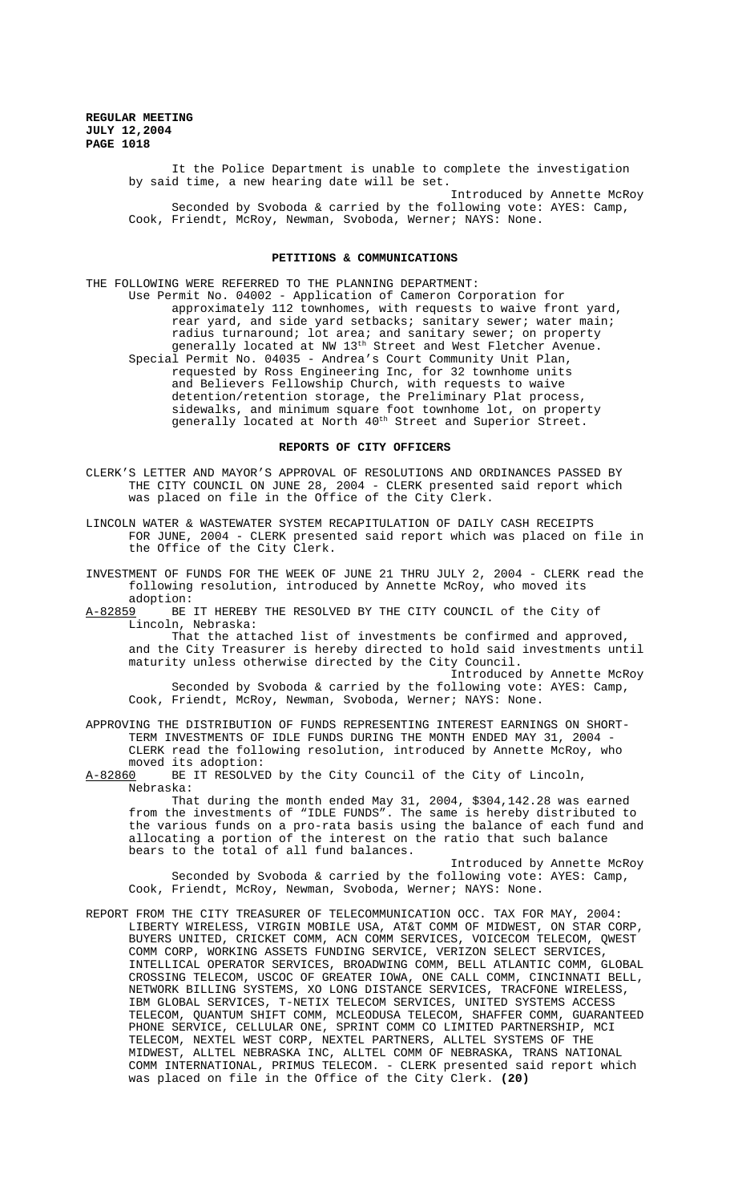It the Police Department is unable to complete the investigation by said time, a new hearing date will be set.

Introduced by Annette McRoy

Seconded by Svoboda & carried by the following vote: AYES: Camp, Cook, Friendt, McRoy, Newman, Svoboda, Werner; NAYS: None.

## PETITIONS & COMMUNICATIONS

THE FOLLOWING WERE REFERRED TO THE PLANNING DEPARTMENT:

Use Permit No. 04002 - Application of Cameron Corporation for approximately 112 townhomes, with requests to waive front yard, rear yard, and side yard setbacks; sanitary sewer; water main; radius turnaround; lot area; and sanitary sewer; on property generally located at NW 13th Street and West Fletcher Avenue.

Special Permit No. 04035 - Andrea's Court Community Unit Plan, requested by Ross Engineering Inc, for 32 townhome units and Believers Fellowship Church, with requests to waive detention/retention storage, the Preliminary Plat process, sidewalks, and minimum square foot townhome lot, on property generally located at North 40th Street and Superior Street.

## REPORTS OF CITY OFFICERS

CLERK'S LETTER AND MAYOR'S APPROVAL OF RESOLUTIONS AND ORDINANCES PASSED BY THE CITY COUNCIL ON JUNE 28, 2004 - CLERK presented said report which was placed on file in the Office of the City Clerk.

LINCOLN WATER & WASTEWATER SYSTEM RECAPITULATION OF DAILY CASH RECEIPTS FOR JUNE, 2004 - CLERK presented said report which was placed on file in the Office of the City Clerk.

INVESTMENT OF FUNDS FOR THE WEEK OF JUNE 21 THRU JULY 2, 2004 - CLERK read the following resolution, introduced by Annette McRoy, who moved its adoption:

A-82859 BE IT HEREBY THE RESOLVED BY THE CITY COUNCIL of the City of Lincoln, Nebraska:

That the attached list of investments be confirmed and approved, and the City Treasurer is hereby directed to hold said investments until maturity unless otherwise directed by the City Council.

Introduced by Annette McRoy

Seconded by Svoboda & carried by the following vote: AYES: Camp, Cook, Friendt, McRoy, Newman, Svoboda, Werner; NAYS: None.

APPROVING THE DISTRIBUTION OF FUNDS REPRESENTING INTEREST EARNINGS ON SHORT-TERM INVESTMENTS OF IDLE FUNDS DURING THE MONTH ENDED MAY 31, 2004 - CLERK read the following resolution, introduced by Annette McRoy, who moved its adoption:

A-82860 BE IT RESOLVED by the City Council of the City of Lincoln, Nebraska:

That during the month ended May 31, 2004, $304,142.28 was earned from the investments of "IDLE FUNDS". The same is hereby distributed to the various funds on a pro-rata basis using the balance of each fund and allocating a portion of the interest on the ratio that such balance bears to the total of all fund balances.

Introduced by Annette McRoy

Seconded by Svoboda & carried by the following vote: AYES: Camp, Cook, Friendt, McRoy, Newman, Svoboda, Werner; NAYS: None.

REPORT FROM THE CITY TREASURER OF TELECOMMUNICATION OCC. TAX FOR MAY, 2004: LIBERTY WIRELESS, VIRGIN MOBILE USA, AT&T COMM OF MIDWEST, ON STAR CORP, BUYERS UNITED, CRICKET COMM, ACN COMM SERVICES, VOICECOM TELECOM, QWEST COMM CORP, WORKING ASSETS FUNDING SERVICE, VERIZON SELECT SERVICES, INTELLICAL OPERATOR SERVICES, BROADWING COMM, BELL ATLANTIC COMM, GLOBAL CROSSING TELECOM, USCOC OF GREATER IOWA, ONE CALL COMM, CINCINNATI BELL, NETWORK BILLING SYSTEMS, XO LONG DISTANCE SERVICES, TRACFONE WIRELESS, IBM GLOBAL SERVICES, T-NETIX TELECOM SERVICES, UNITED SYSTEMS ACCESS TELECOM, QUANTUM SHIFT COMM, MCLEODUSA TELECOM, SHAFFER COMM, GUARANTEED PHONE SERVICE, CELLULAR ONE, SPRINT COMM CO LIMITED PARTNERSHIP, MCI TELECOM, NEXTEL WEST CORP, NEXTEL PARTNERS, ALLTEL SYSTEMS OF THE MIDWEST, ALLTEL NEBRASKA INC, ALLTEL COMM OF NEBRASKA, TRANS NATIONAL COMM INTERNATIONAL, PRIMUS TELECOM. - CLERK presented said report which was placed on file in the Office of the City Clerk. **(20)**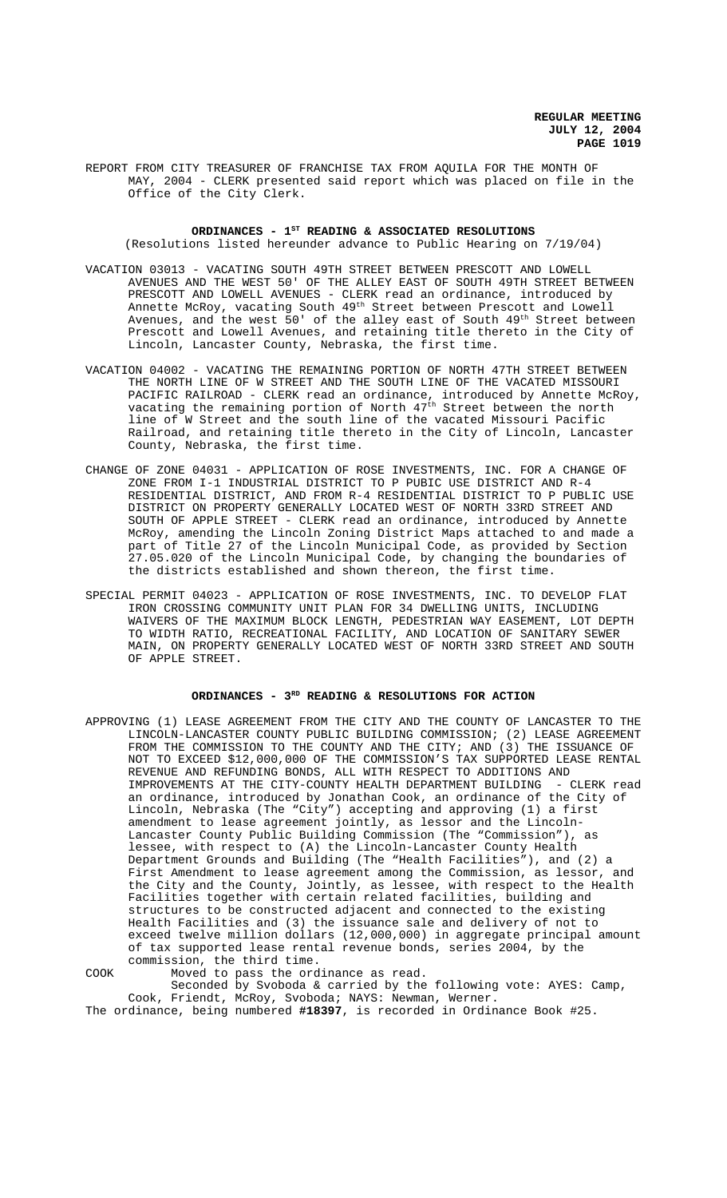REPORT FROM CITY TREASURER OF FRANCHISE TAX FROM AQUILA FOR THE MONTH OF MAY, 2004 - CLERK presented said report which was placed on file in the Office of the City Clerk.

## ORDINANCES - 1ST READING & ASSOCIATED RESOLUTIONS

(Resolutions listed hereunder advance to Public Hearing on 7/19/04)

VACATION 03013 - VACATING SOUTH 49TH STREET BETWEEN PRESCOTT AND LOWELL AVENUES AND THE WEST 50' OF THE ALLEY EAST OF SOUTH 49TH STREET BETWEEN PRESCOTT AND LOWELL AVENUES - CLERK read an ordinance, introduced by Annette McRoy, vacating South 49th Street between Prescott and Lowell Avenues, and the west 50' of the alley east of South 49th Street between Prescott and Lowell Avenues, and retaining title thereto in the City of Lincoln, Lancaster County, Nebraska, the first time.

VACATION 04002 - VACATING THE REMAINING PORTION OF NORTH 47TH STREET BETWEEN THE NORTH LINE OF W STREET AND THE SOUTH LINE OF THE VACATED MISSOURI PACIFIC RAILROAD - CLERK read an ordinance, introduced by Annette McRoy, vacating the remaining portion of North 47th Street between the north line of W Street and the south line of the vacated Missouri Pacific Railroad, and retaining title thereto in the City of Lincoln, Lancaster County, Nebraska, the first time.

CHANGE OF ZONE 04031 - APPLICATION OF ROSE INVESTMENTS, INC. FOR A CHANGE OF ZONE FROM I-1 INDUSTRIAL DISTRICT TO P PUBIC USE DISTRICT AND R-4 RESIDENTIAL DISTRICT, AND FROM R-4 RESIDENTIAL DISTRICT TO P PUBLIC USE DISTRICT ON PROPERTY GENERALLY LOCATED WEST OF NORTH 33RD STREET AND SOUTH OF APPLE STREET - CLERK read an ordinance, introduced by Annette McRoy, amending the Lincoln Zoning District Maps attached to and made a part of Title 27 of the Lincoln Municipal Code, as provided by Section 27.05.020 of the Lincoln Municipal Code, by changing the boundaries of the districts established and shown thereon, the first time.

SPECIAL PERMIT 04023 - APPLICATION OF ROSE INVESTMENTS, INC. TO DEVELOP FLAT IRON CROSSING COMMUNITY UNIT PLAN FOR 34 DWELLING UNITS, INCLUDING WAIVERS OF THE MAXIMUM BLOCK LENGTH, PEDESTRIAN WAY EASEMENT, LOT DEPTH TO WIDTH RATIO, RECREATIONAL FACILITY, AND LOCATION OF SANITARY SEWER MAIN, ON PROPERTY GENERALLY LOCATED WEST OF NORTH 33RD STREET AND SOUTH OF APPLE STREET.

## ORDINANCES - 3RD READING & RESOLUTIONS FOR ACTION

APPROVING (1) LEASE AGREEMENT FROM THE CITY AND THE COUNTY OF LANCASTER TO THE LINCOLN-LANCASTER COUNTY PUBLIC BUILDING COMMISSION; (2) LEASE AGREEMENT FROM THE COMMISSION TO THE COUNTY AND THE CITY; AND (3) THE ISSUANCE OF NOT TO EXCEED $12,000,000 OF THE COMMISSION'S TAX SUPPORTED LEASE RENTAL REVENUE AND REFUNDING BONDS, ALL WITH RESPECT TO ADDITIONS AND IMPROVEMENTS AT THE CITY-COUNTY HEALTH DEPARTMENT BUILDING - CLERK read an ordinance, introduced by Jonathan Cook, an ordinance of the City of Lincoln, Nebraska (The "City") accepting and approving (1) a first amendment to lease agreement jointly, as lessor and the Lincoln-Lancaster County Public Building Commission (The "Commission"), as lessee, with respect to (A) the Lincoln-Lancaster County Health Department Grounds and Building (The "Health Facilities"), and (2) a First Amendment to lease agreement among the Commission, as lessor, and the City and the County, Jointly, as lessee, with respect to the Health Facilities together with certain related facilities, building and structures to be constructed adjacent and connected to the existing Health Facilities and (3) the issuance sale and delivery of not to exceed twelve million dollars (12,000,000) in aggregate principal amount of tax supported lease rental revenue bonds, series 2004, by the commission, the third time.

COOK Moved to pass the ordinance as read.

Seconded by Svoboda & carried by the following vote: AYES: Camp, Cook, Friendt, McRoy, Svoboda; NAYS: Newman, Werner.

The ordinance, being numbered **#18397**, is recorded in Ordinance Book #25.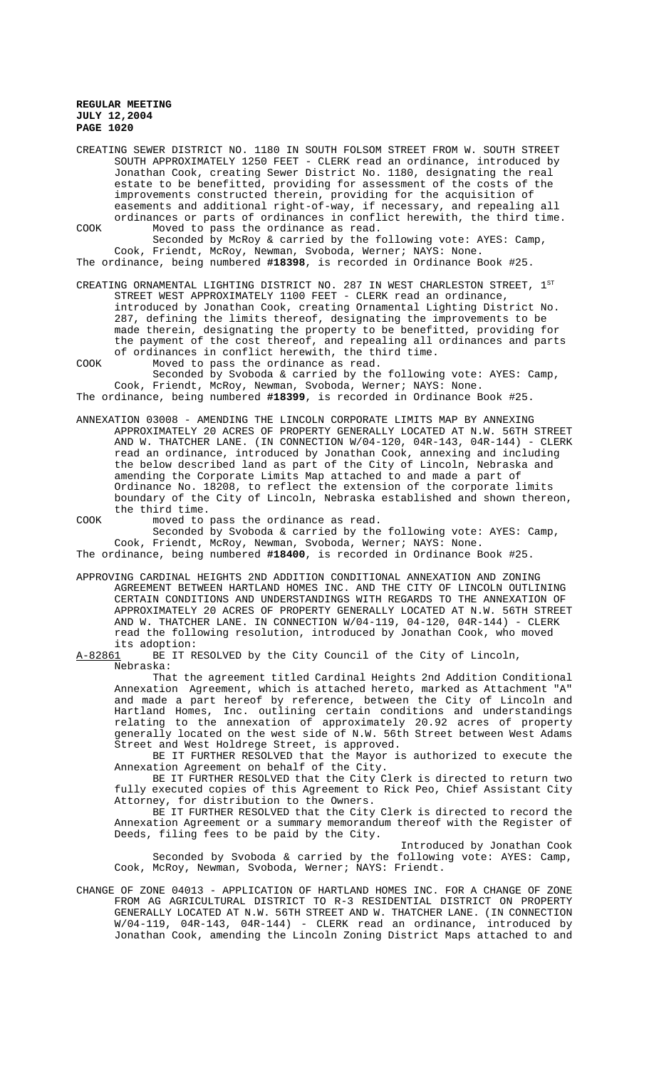CREATING SEWER DISTRICT NO. 1180 IN SOUTH FOLSOM STREET FROM W. SOUTH STREET SOUTH APPROXIMATELY 1250 FEET - CLERK read an ordinance, introduced by Jonathan Cook, creating Sewer District No. 1180, designating the real estate to be benefitted, providing for assessment of the costs of the improvements constructed therein, providing for the acquisition of easements and additional right-of-way, if necessary, and repealing all ordinances or parts of ordinances in conflict herewith, the third time.

COOK Moved to pass the ordinance as read.

Seconded by McRoy & carried by the following vote: AYES: Camp, Cook, Friendt, McRoy, Newman, Svoboda, Werner; NAYS: None.

The ordinance, being numbered **#18398**, is recorded in Ordinance Book #25.

CREATING ORNAMENTAL LIGHTING DISTRICT NO. 287 IN WEST CHARLESTON STREET, 1ST STREET WEST APPROXIMATELY 1100 FEET - CLERK read an ordinance, introduced by Jonathan Cook, creating Ornamental Lighting District No. 287, defining the limits thereof, designating the improvements to be made therein, designating the property to be benefitted, providing for the payment of the cost thereof, and repealing all ordinances and parts of ordinances in conflict herewith, the third time.

COOK Moved to pass the ordinance as read.

Seconded by Svoboda & carried by the following vote: AYES: Camp, Cook, Friendt, McRoy, Newman, Svoboda, Werner; NAYS: None.

The ordinance, being numbered **#18399**, is recorded in Ordinance Book #25.

ANNEXATION 03008 - AMENDING THE LINCOLN CORPORATE LIMITS MAP BY ANNEXING APPROXIMATELY 20 ACRES OF PROPERTY GENERALLY LOCATED AT N.W. 56TH STREET AND W. THATCHER LANE. (IN CONNECTION W/04-120, 04R-143, 04R-144) - CLERK read an ordinance, introduced by Jonathan Cook, annexing and including the below described land as part of the City of Lincoln, Nebraska and amending the Corporate Limits Map attached to and made a part of Ordinance No. 18208, to reflect the extension of the corporate limits boundary of the City of Lincoln, Nebraska established and shown thereon, the third time.

COOK moved to pass the ordinance as read.

Seconded by Svoboda & carried by the following vote: AYES: Camp, Cook, Friendt, McRoy, Newman, Svoboda, Werner; NAYS: None.

The ordinance, being numbered **#18400**, is recorded in Ordinance Book #25.

APPROVING CARDINAL HEIGHTS 2ND ADDITION CONDITIONAL ANNEXATION AND ZONING AGREEMENT BETWEEN HARTLAND HOMES INC. AND THE CITY OF LINCOLN OUTLINING CERTAIN CONDITIONS AND UNDERSTANDINGS WITH REGARDS TO THE ANNEXATION OF APPROXIMATELY 20 ACRES OF PROPERTY GENERALLY LOCATED AT N.W. 56TH STREET AND W. THATCHER LANE. IN CONNECTION W/04-119, 04-120, 04R-144) - CLERK read the following resolution, introduced by Jonathan Cook, who moved its adoption:

A-82861 BE IT RESOLVED by the City Council of the City of Lincoln, Nebraska:

That the agreement titled Cardinal Heights 2nd Addition Conditional Annexation Agreement, which is attached hereto, marked as Attachment "A" and made a part hereof by reference, between the City of Lincoln and Hartland Homes, Inc. outlining certain conditions and understandings relating to the annexation of approximately 20.92 acres of property generally located on the west side of N.W. 56th Street between West Adams Street and West Holdrege Street, is approved.

BE IT FURTHER RESOLVED that the Mayor is authorized to execute the Annexation Agreement on behalf of the City.

BE IT FURTHER RESOLVED that the City Clerk is directed to return two fully executed copies of this Agreement to Rick Peo, Chief Assistant City Attorney, for distribution to the Owners.

BE IT FURTHER RESOLVED that the City Clerk is directed to record the Annexation Agreement or a summary memorandum thereof with the Register of Deeds, filing fees to be paid by the City.

Introduced by Jonathan Cook

Seconded by Svoboda & carried by the following vote: AYES: Camp, Cook, McRoy, Newman, Svoboda, Werner; NAYS: Friendt.

CHANGE OF ZONE 04013 - APPLICATION OF HARTLAND HOMES INC. FOR A CHANGE OF ZONE FROM AG AGRICULTURAL DISTRICT TO R-3 RESIDENTIAL DISTRICT ON PROPERTY GENERALLY LOCATED AT N.W. 56TH STREET AND W. THATCHER LANE. (IN CONNECTION W/04-119, 04R-143, 04R-144) - CLERK read an ordinance, introduced by Jonathan Cook, amending the Lincoln Zoning District Maps attached to and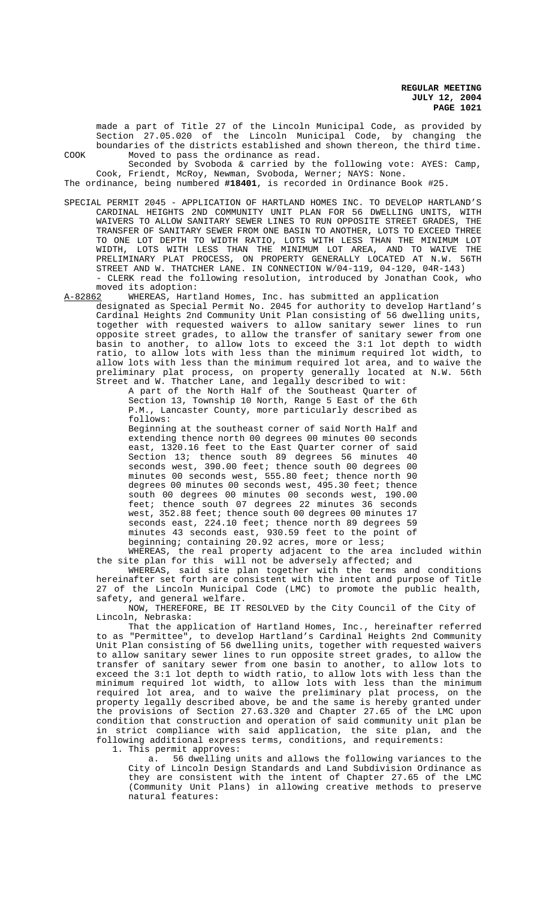made a part of Title 27 of the Lincoln Municipal Code, as provided by Section 27.05.020 of the Lincoln Municipal Code, by changing the boundaries of the districts established and shown thereon, the third time.

COOK Moved to pass the ordinance as read.

Seconded by Svoboda & carried by the following vote: AYES: Camp, Cook, Friendt, McRoy, Newman, Svoboda, Werner; NAYS: None.

The ordinance, being numbered **#18401**, is recorded in Ordinance Book #25.

SPECIAL PERMIT 2045 - APPLICATION OF HARTLAND HOMES INC. TO DEVELOP HARTLAND'S CARDINAL HEIGHTS 2ND COMMUNITY UNIT PLAN FOR 56 DWELLING UNITS, WITH WAIVERS TO ALLOW SANITARY SEWER LINES TO RUN OPPOSITE STREET GRADES, THE TRANSFER OF SANITARY SEWER FROM ONE BASIN TO ANOTHER, LOTS TO EXCEED THREE TO ONE LOT DEPTH TO WIDTH RATIO, LOTS WITH LESS THAN THE MINIMUM LOT WIDTH, LOTS WITH LESS THAN THE MINIMUM LOT AREA, AND TO WAIVE THE PRELIMINARY PLAT PROCESS, ON PROPERTY GENERALLY LOCATED AT N.W. 56TH STREET AND W. THATCHER LANE. IN CONNECTION W/04-119, 04-120, 04R-143) - CLERK read the following resolution, introduced by Jonathan Cook, who moved its adoption:

A-82862 WHEREAS, Hartland Homes, Inc. has submitted an application designated as Special Permit No. 2045 for authority to develop Hartland's Cardinal Heights 2nd Community Unit Plan consisting of 56 dwelling units, together with requested waivers to allow sanitary sewer lines to run opposite street grades, to allow the transfer of sanitary sewer from one basin to another, to allow lots to exceed the 3:1 lot depth to width ratio, to allow lots with less than the minimum required lot width, to allow lots with less than the minimum required lot area, and to waive the preliminary plat process, on property generally located at N.W. 56th Street and W. Thatcher Lane, and legally described to wit:

A part of the North Half of the Southeast Quarter of Section 13, Township 10 North, Range 5 East of the 6th P.M., Lancaster County, more particularly described as follows:

Beginning at the southeast corner of said North Half and extending thence north 00 degrees 00 minutes 00 seconds east, 1320.16 feet to the East Quarter corner of said Section 13; thence south 89 degrees 56 minutes 40 seconds west, 390.00 feet; thence south 00 degrees 00 minutes 00 seconds west, 555.80 feet; thence north 90 degrees 00 minutes 00 seconds west, 495.30 feet; thence south 00 degrees 00 minutes 00 seconds west, 190.00 feet; thence south 07 degrees 22 minutes 36 seconds west, 352.88 feet; thence south 00 degrees 00 minutes 17 seconds east, 224.10 feet; thence north 89 degrees 59 minutes 43 seconds east, 930.59 feet to the point of beginning; containing 20.92 acres, more or less;

WHEREAS, the real property adjacent to the area included within the site plan for this will not be adversely affected; and

WHEREAS, said site plan together with the terms and conditions hereinafter set forth are consistent with the intent and purpose of Title 27 of the Lincoln Municipal Code (LMC) to promote the public health, safety, and general welfare.

NOW, THEREFORE, BE IT RESOLVED by the City Council of the City of Lincoln, Nebraska:

That the application of Hartland Homes, Inc., hereinafter referred to as "Permittee", to develop Hartland's Cardinal Heights 2nd Community Unit Plan consisting of 56 dwelling units, together with requested waivers to allow sanitary sewer lines to run opposite street grades, to allow the transfer of sanitary sewer from one basin to another, to allow lots to exceed the 3:1 lot depth to width ratio, to allow lots with less than the minimum required lot width, to allow lots with less than the minimum required lot area, and to waive the preliminary plat process, on the property legally described above, be and the same is hereby granted under the provisions of Section 27.63.320 and Chapter 27.65 of the LMC upon condition that construction and operation of said community unit plan be in strict compliance with said application, the site plan, and the following additional express terms, conditions, and requirements:

1. This permit approves:

   a. 56 dwelling units and allows the following variances to the City of Lincoln Design Standards and Land Subdivision Ordinance as they are consistent with the intent of Chapter 27.65 of the LMC (Community Unit Plans) in allowing creative methods to preserve natural features: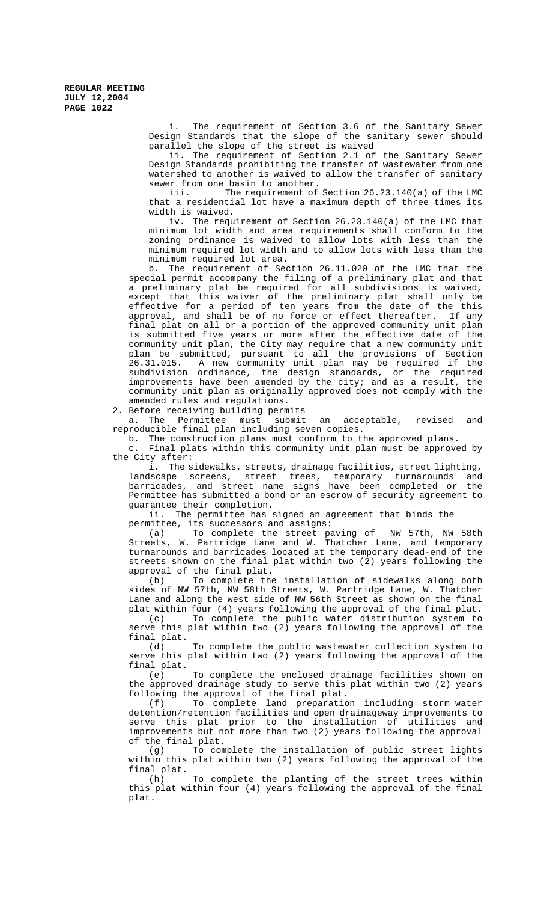i. The requirement of Section 3.6 of the Sanitary Sewer Design Standards that the slope of the sanitary sewer should parallel the slope of the street is waived

ii. The requirement of Section 2.1 of the Sanitary Sewer Design Standards prohibiting the transfer of wastewater from one watershed to another is waived to allow the transfer of sanitary sewer from one basin to another.

iii. The requirement of Section 26.23.140(a) of the LMC that a residential lot have a maximum depth of three times its width is waived.

iv. The requirement of Section 26.23.140(a) of the LMC that minimum lot width and area requirements shall conform to the zoning ordinance is waived to allow lots with less than the minimum required lot width and to allow lots with less than the minimum required lot area.

b. The requirement of Section 26.11.020 of the LMC that the special permit accompany the filing of a preliminary plat and that a preliminary plat be required for all subdivisions is waived, except that this waiver of the preliminary plat shall only be effective for a period of ten years from the date of the this approval, and shall be of no force or effect thereafter. If any final plat on all or a portion of the approved community unit plan is submitted five years or more after the effective date of the community unit plan, the City may require that a new community unit plan be submitted, pursuant to all the provisions of Section 26.31.015. A new community unit plan may be required if the subdivision ordinance, the design standards, or the required improvements have been amended by the city; and as a result, the community unit plan as originally approved does not comply with the amended rules and regulations.

2. Before receiving building permits

a. The Permittee must submit an acceptable, revised and reproducible final plan including seven copies.

b. The construction plans must conform to the approved plans.

c. Final plats within this community unit plan must be approved by the City after:

i. The sidewalks, streets, drainage facilities, street lighting, landscape screens, street trees, temporary turnarounds and barricades, and street name signs have been completed or the Permittee has submitted a bond or an escrow of security agreement to guarantee their completion.

ii. The permittee has signed an agreement that binds the permittee, its successors and assigns:

(a) To complete the street paving of NW 57th, NW 58th Streets, W. Partridge Lane and W. Thatcher Lane, and temporary turnarounds and barricades located at the temporary dead-end of the streets shown on the final plat within two (2) years following the approval of the final plat.

(b) To complete the installation of sidewalks along both sides of NW 57th, NW 58th Streets, W. Partridge Lane, W. Thatcher Lane and along the west side of NW 56th Street as shown on the final plat within four (4) years following the approval of the final plat.

(c) To complete the public water distribution system to serve this plat within two (2) years following the approval of the final plat.

(d) To complete the public wastewater collection system to serve this plat within two (2) years following the approval of the final plat.

(e) To complete the enclosed drainage facilities shown on the approved drainage study to serve this plat within two (2) years following the approval of the final plat.

(f) To complete land preparation including storm water detention/retention facilities and open drainageway improvements to serve this plat prior to the installation of utilities and improvements but not more than two (2) years following the approval of the final plat.

(g) To complete the installation of public street lights within this plat within two (2) years following the approval of the final plat.

(h) To complete the planting of the street trees within this plat within four (4) years following the approval of the final plat.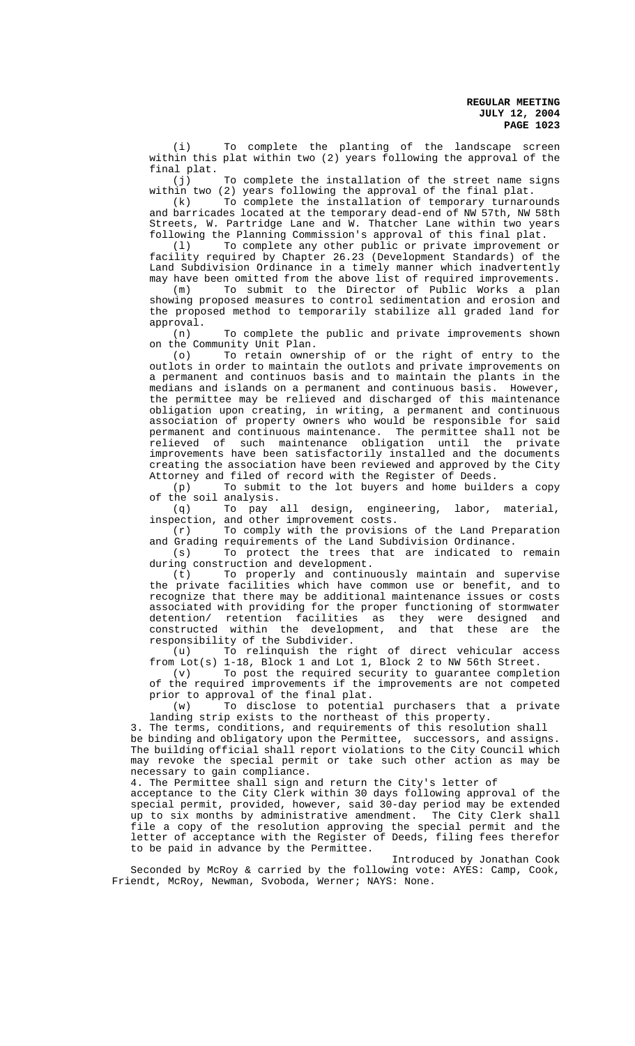(i) To complete the planting of the landscape screen within this plat within two (2) years following the approval of the final plat.

(j) To complete the installation of the street name signs within two (2) years following the approval of the final plat.

(k) To complete the installation of temporary turnarounds and barricades located at the temporary dead-end of NW 57th, NW 58th Streets, W. Partridge Lane and W. Thatcher Lane within two years following the Planning Commission's approval of this final plat.

(l) To complete any other public or private improvement or facility required by Chapter 26.23 (Development Standards) of the Land Subdivision Ordinance in a timely manner which inadvertently may have been omitted from the above list of required improvements.

(m) To submit to the Director of Public Works a plan showing proposed measures to control sedimentation and erosion and the proposed method to temporarily stabilize all graded land for approval.

(n) To complete the public and private improvements shown on the Community Unit Plan.

(o) To retain ownership of or the right of entry to the outlots in order to maintain the outlots and private improvements on a permanent and continuos basis and to maintain the plants in the medians and islands on a permanent and continuous basis. However, the permittee may be relieved and discharged of this maintenance obligation upon creating, in writing, a permanent and continuous association of property owners who would be responsible for said permanent and continuous maintenance. The permittee shall not be relieved of such maintenance obligation until the private improvements have been satisfactorily installed and the documents creating the association have been reviewed and approved by the City Attorney and filed of record with the Register of Deeds.

(p) To submit to the lot buyers and home builders a copy of the soil analysis.

(q) To pay all design, engineering, labor, material, inspection, and other improvement costs.

(r) To comply with the provisions of the Land Preparation and Grading requirements of the Land Subdivision Ordinance.

(s) To protect the trees that are indicated to remain during construction and development.

(t) To properly and continuously maintain and supervise the private facilities which have common use or benefit, and to recognize that there may be additional maintenance issues or costs associated with providing for the proper functioning of stormwater detention/ retention facilities as they were designed and constructed within the development, and that these are the responsibility of the Subdivider.

(u) To relinquish the right of direct vehicular access from Lot(s) 1-18, Block 1 and Lot 1, Block 2 to NW 56th Street.

(v) To post the required security to guarantee completion of the required improvements if the improvements are not competed prior to approval of the final plat.

(w) To disclose to potential purchasers that a private landing strip exists to the northeast of this property.

3. The terms, conditions, and requirements of this resolution shall be binding and obligatory upon the Permittee, successors, and assigns. The building official shall report violations to the City Council which may revoke the special permit or take such other action as may be necessary to gain compliance.

4. The Permittee shall sign and return the City's letter of acceptance to the City Clerk within 30 days following approval of the special permit, provided, however, said 30-day period may be extended up to six months by administrative amendment. The City Clerk shall file a copy of the resolution approving the special permit and the letter of acceptance with the Register of Deeds, filing fees therefor to be paid in advance by the Permittee.

Introduced by Jonathan Cook

Seconded by McRoy & carried by the following vote: AYES: Camp, Cook, Friendt, McRoy, Newman, Svoboda, Werner; NAYS: None.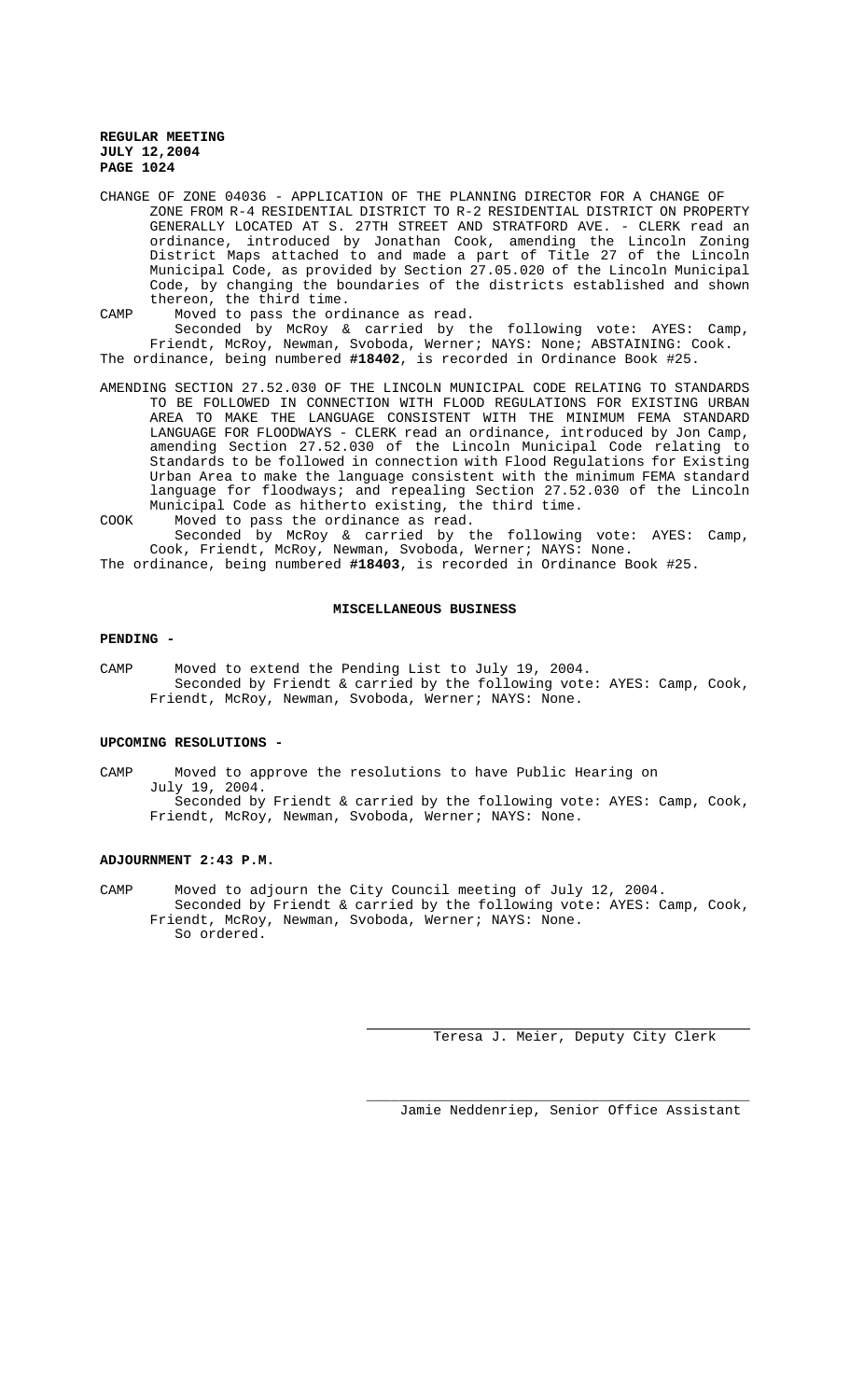**REGULAR MEETING**
**JULY 12,2004**
**PAGE 1024**

CHANGE OF ZONE 04036 - APPLICATION OF THE PLANNING DIRECTOR FOR A CHANGE OF ZONE FROM R-4 RESIDENTIAL DISTRICT TO R-2 RESIDENTIAL DISTRICT ON PROPERTY GENERALLY LOCATED AT S. 27TH STREET AND STRATFORD AVE. - CLERK read an ordinance, introduced by Jonathan Cook, amending the Lincoln Zoning District Maps attached to and made a part of Title 27 of the Lincoln Municipal Code, as provided by Section 27.05.020 of the Lincoln Municipal Code, by changing the boundaries of the districts established and shown thereon, the third time.

CAMP Moved to pass the ordinance as read.
Seconded by McRoy & carried by the following vote: AYES: Camp, Friendt, McRoy, Newman, Svoboda, Werner; NAYS: None; ABSTAINING: Cook.

The ordinance, being numbered **#18402**, is recorded in Ordinance Book #25.

AMENDING SECTION 27.52.030 OF THE LINCOLN MUNICIPAL CODE RELATING TO STANDARDS TO BE FOLLOWED IN CONNECTION WITH FLOOD REGULATIONS FOR EXISTING URBAN AREA TO MAKE THE LANGUAGE CONSISTENT WITH THE MINIMUM FEMA STANDARD LANGUAGE FOR FLOODWAYS - CLERK read an ordinance, introduced by Jon Camp, amending Section 27.52.030 of the Lincoln Municipal Code relating to Standards to be followed in connection with Flood Regulations for Existing Urban Area to make the language consistent with the minimum FEMA standard language for floodways; and repealing Section 27.52.030 of the Lincoln Municipal Code as hitherto existing, the third time.

COOK Moved to pass the ordinance as read.
Seconded by McRoy & carried by the following vote: AYES: Camp, Cook, Friendt, McRoy, Newman, Svoboda, Werner; NAYS: None.

The ordinance, being numbered **#18403**, is recorded in Ordinance Book #25.

## MISCELLANEOUS BUSINESS

**PENDING -**

CAMP Moved to extend the Pending List to July 19, 2004.
Seconded by Friendt & carried by the following vote: AYES: Camp, Cook, Friendt, McRoy, Newman, Svoboda, Werner; NAYS: None.

**UPCOMING RESOLUTIONS -**

CAMP Moved to approve the resolutions to have Public Hearing on July 19, 2004.
Seconded by Friendt & carried by the following vote: AYES: Camp, Cook, Friendt, McRoy, Newman, Svoboda, Werner; NAYS: None.

**ADJOURNMENT 2:43 P.M.**

CAMP Moved to adjourn the City Council meeting of July 12, 2004.
Seconded by Friendt & carried by the following vote: AYES: Camp, Cook, Friendt, McRoy, Newman, Svoboda, Werner; NAYS: None.
So ordered.

Teresa J. Meier, Deputy City Clerk

Jamie Neddenriep, Senior Office Assistant